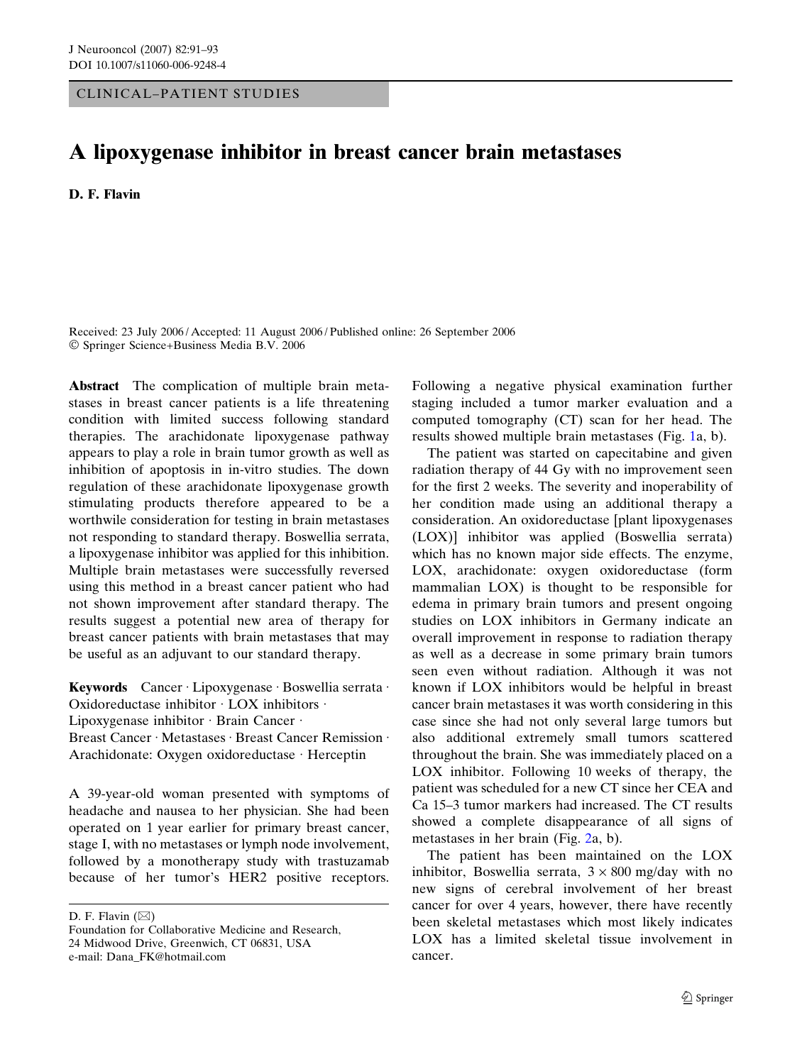CLINICAL–PATIENT STUDIES

# A lipoxygenase inhibitor in breast cancer brain metastases

**D. F. Flavin**

Received: 23 July 2006 / Accepted: 11 August 2006 / Published online: 26 September 2006
© Springer Science+Business Media B.V. 2006

**Abstract** The complication of multiple brain metastases in breast cancer patients is a life threatening condition with limited success following standard therapies. The arachidonate lipoxygenase pathway appears to play a role in brain tumor growth as well as inhibition of apoptosis in in-vitro studies. The down regulation of these arachidonate lipoxygenase growth stimulating products therefore appeared to be a worthwile consideration for testing in brain metastases not responding to standard therapy. Boswellia serrata, a lipoxygenase inhibitor was applied for this inhibition. Multiple brain metastases were successfully reversed using this method in a breast cancer patient who had not shown improvement after standard therapy. The results suggest a potential new area of therapy for breast cancer patients with brain metastases that may be useful as an adjuvant to our standard therapy.

**Keywords** Cancer · Lipoxygenase · Boswellia serrata · Oxidoreductase inhibitor · LOX inhibitors · Lipoxygenase inhibitor · Brain Cancer · Breast Cancer · Metastases · Breast Cancer Remission · Arachidonate: Oxygen oxidoreductase · Herceptin

A 39-year-old woman presented with symptoms of headache and nausea to her physician. She had been operated on 1 year earlier for primary breast cancer, stage I, with no metastases or lymph node involvement, followed by a monotherapy study with trastuzamab because of her tumor's HER2 positive receptors. Following a negative physical examination further staging included a tumor marker evaluation and a computed tomography (CT) scan for her head. The results showed multiple brain metastases (Fig. 1a, b).

The patient was started on capecitabine and given radiation therapy of 44 Gy with no improvement seen for the first 2 weeks. The severity and inoperability of her condition made using an additional therapy a consideration. An oxidoreductase [plant lipoxygenases (LOX)] inhibitor was applied (Boswellia serrata) which has no known major side effects. The enzyme, LOX, arachidonate: oxygen oxidoreductase (form mammalian LOX) is thought to be responsible for edema in primary brain tumors and present ongoing studies on LOX inhibitors in Germany indicate an overall improvement in response to radiation therapy as well as a decrease in some primary brain tumors seen even without radiation. Although it was not known if LOX inhibitors would be helpful in breast cancer brain metastases it was worth considering in this case since she had not only several large tumors but also additional extremely small tumors scattered throughout the brain. She was immediately placed on a LOX inhibitor. Following 10 weeks of therapy, the patient was scheduled for a new CT since her CEA and Ca 15–3 tumor markers had increased. The CT results showed a complete disappearance of all signs of metastases in her brain (Fig. 2a, b).

The patient has been maintained on the LOX inhibitor, Boswellia serrata, $3 \times 800$ mg/day with no new signs of cerebral involvement of her breast cancer for over 4 years, however, there have recently been skeletal metastases which most likely indicates LOX has a limited skeletal tissue involvement in cancer.

D. F. Flavin (✉)
Foundation for Collaborative Medicine and Research,
24 Midwood Drive, Greenwich, CT 06831, USA
e-mail: Dana_FK@hotmail.com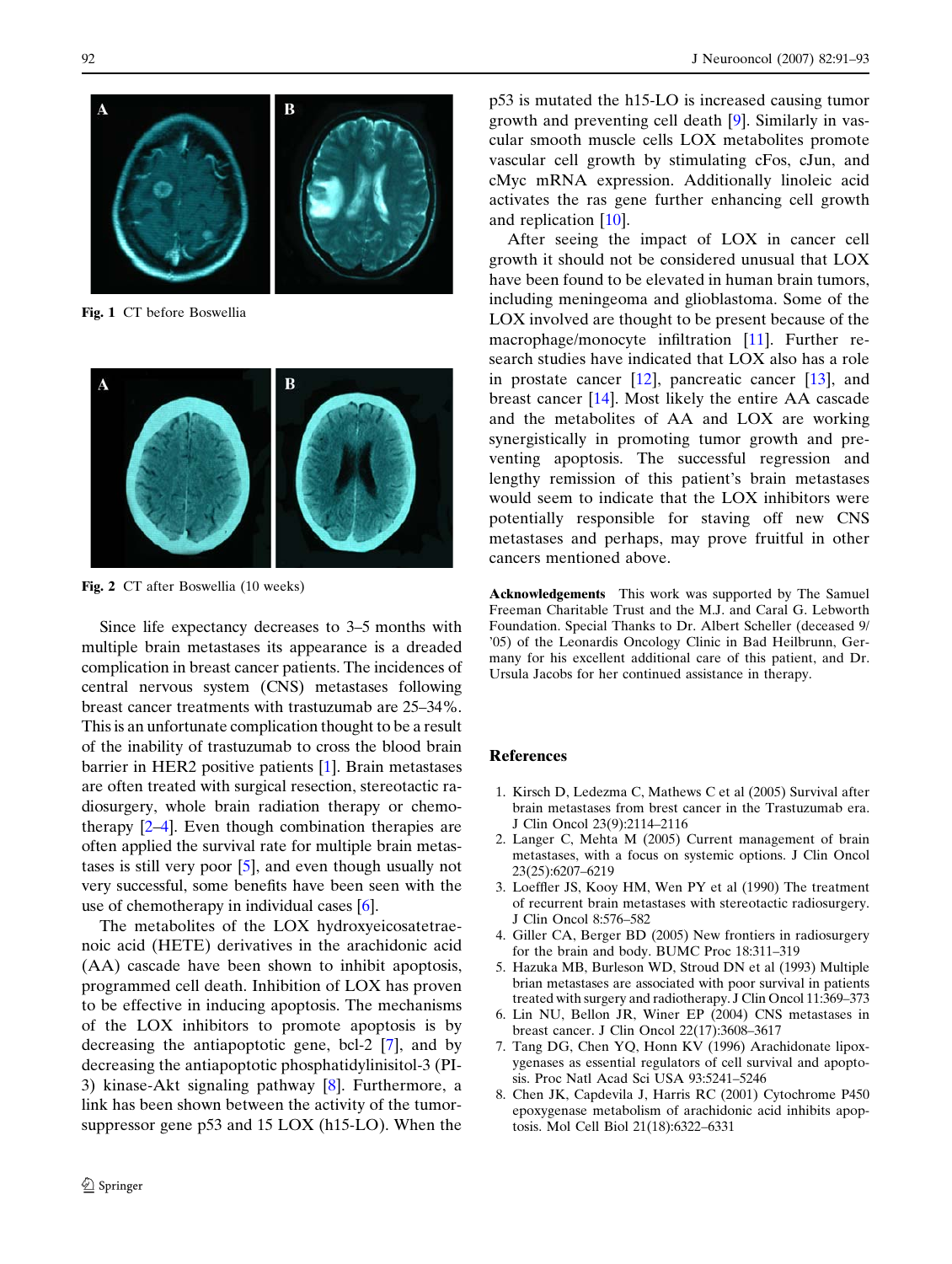Fig. 1 CT before Boswellia

Fig. 2 CT after Boswellia (10 weeks)

Since life expectancy decreases to 3–5 months with multiple brain metastases its appearance is a dreaded complication in breast cancer patients. The incidences of central nervous system (CNS) metastases following breast cancer treatments with trastuzumab are 25–34%. This is an unfortunate complication thought to be a result of the inability of trastuzumab to cross the blood brain barrier in HER2 positive patients [1]. Brain metastases are often treated with surgical resection, stereotactic radiosurgery, whole brain radiation therapy or chemotherapy [2–4]. Even though combination therapies are often applied the survival rate for multiple brain metastases is still very poor [5], and even though usually not very successful, some benefits have been seen with the use of chemotherapy in individual cases [6].

The metabolites of the LOX hydroxyeicosatetraenoic acid (HETE) derivatives in the arachidonic acid (AA) cascade have been shown to inhibit apoptosis, programmed cell death. Inhibition of LOX has proven to be effective in inducing apoptosis. The mechanisms of the LOX inhibitors to promote apoptosis is by decreasing the antiapoptotic gene, bcl-2 [7], and by decreasing the antiapoptotic phosphatidylinisitol-3 (PI-3) kinase-Akt signaling pathway [8]. Furthermore, a link has been shown between the activity of the tumor-suppressor gene p53 and 15 LOX (h15-LO). When the p53 is mutated the h15-LO is increased causing tumor growth and preventing cell death [9]. Similarly in vascular smooth muscle cells LOX metabolites promote vascular cell growth by stimulating cFos, cJun, and cMyc mRNA expression. Additionally linoleic acid activates the ras gene further enhancing cell growth and replication [10].

After seeing the impact of LOX in cancer cell growth it should not be considered unusual that LOX have been found to be elevated in human brain tumors, including meningeoma and glioblastoma. Some of the LOX involved are thought to be present because of the macrophage/monocyte infiltration [11]. Further research studies have indicated that LOX also has a role in prostate cancer [12], pancreatic cancer [13], and breast cancer [14]. Most likely the entire AA cascade and the metabolites of AA and LOX are working synergistically in promoting tumor growth and preventing apoptosis. The successful regression and lengthy remission of this patient's brain metastases would seem to indicate that the LOX inhibitors were potentially responsible for staving off new CNS metastases and perhaps, may prove fruitful in other cancers mentioned above.

**Acknowledgements** This work was supported by The Samuel Freeman Charitable Trust and the M.J. and Caral G. Lebworth Foundation. Special Thanks to Dr. Albert Scheller (deceased 9/'05) of the Leonardis Oncology Clinic in Bad Heilbrunn, Germany for his excellent additional care of this patient, and Dr. Ursula Jacobs for her continued assistance in therapy.

## References

1. Kirsch D, Ledezma C, Mathews C et al (2005) Survival after brain metastases from brest cancer in the Trastuzumab era. J Clin Oncol 23(9):2114–2116
2. Langer C, Mehta M (2005) Current management of brain metastases, with a focus on systemic options. J Clin Oncol 23(25):6207–6219
3. Loeffler JS, Kooy HM, Wen PY et al (1990) The treatment of recurrent brain metastases with stereotactic radiosurgery. J Clin Oncol 8:576–582
4. Giller CA, Berger BD (2005) New frontiers in radiosurgery for the brain and body. BUMC Proc 18:311–319
5. Hazuka MB, Burleson WD, Stroud DN et al (1993) Multiple brian metastases are associated with poor survival in patients treated with surgery and radiotherapy. J Clin Oncol 11:369–373
6. Lin NU, Bellon JR, Winer EP (2004) CNS metastases in breast cancer. J Clin Oncol 22(17):3608–3617
7. Tang DG, Chen YQ, Honn KV (1996) Arachidonate lipoxygenases as essential regulators of cell survival and apoptosis. Proc Natl Acad Sci USA 93:5241–5246
8. Chen JK, Capdevila J, Harris RC (2001) Cytochrome P450 epoxygenase metabolism of arachidonic acid inhibits apoptosis. Mol Cell Biol 21(18):6322–6331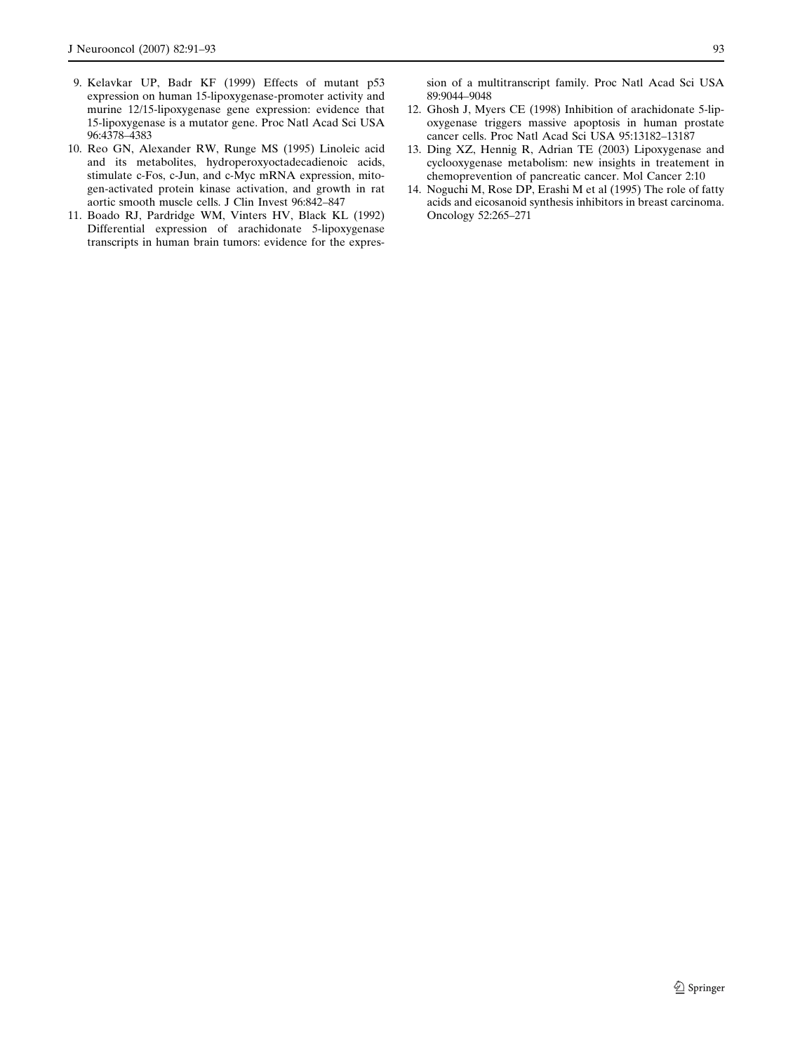9. Kelavkar UP, Badr KF (1999) Effects of mutant p53 expression on human 15-lipoxygenase-promoter activity and murine 12/15-lipoxygenase gene expression: evidence that 15-lipoxygenase is a mutator gene. Proc Natl Acad Sci USA 96:4378–4383
10. Reo GN, Alexander RW, Runge MS (1995) Linoleic acid and its metabolites, hydroperoxyoctadecadienoic acids, stimulate c-Fos, c-Jun, and c-Myc mRNA expression, mitogen-activated protein kinase activation, and growth in rat aortic smooth muscle cells. J Clin Invest 96:842–847
11. Boado RJ, Pardridge WM, Vinters HV, Black KL (1992) Differential expression of arachidonate 5-lipoxygenase transcripts in human brain tumors: evidence for the expression of a multitranscript family. Proc Natl Acad Sci USA 89:9044–9048
12. Ghosh J, Myers CE (1998) Inhibition of arachidonate 5-lipoxygenase triggers massive apoptosis in human prostate cancer cells. Proc Natl Acad Sci USA 95:13182–13187
13. Ding XZ, Hennig R, Adrian TE (2003) Lipoxygenase and cyclooxygenase metabolism: new insights in treatement in chemoprevention of pancreatic cancer. Mol Cancer 2:10
14. Noguchi M, Rose DP, Erashi M et al (1995) The role of fatty acids and eicosanoid synthesis inhibitors in breast carcinoma. Oncology 52:265–271